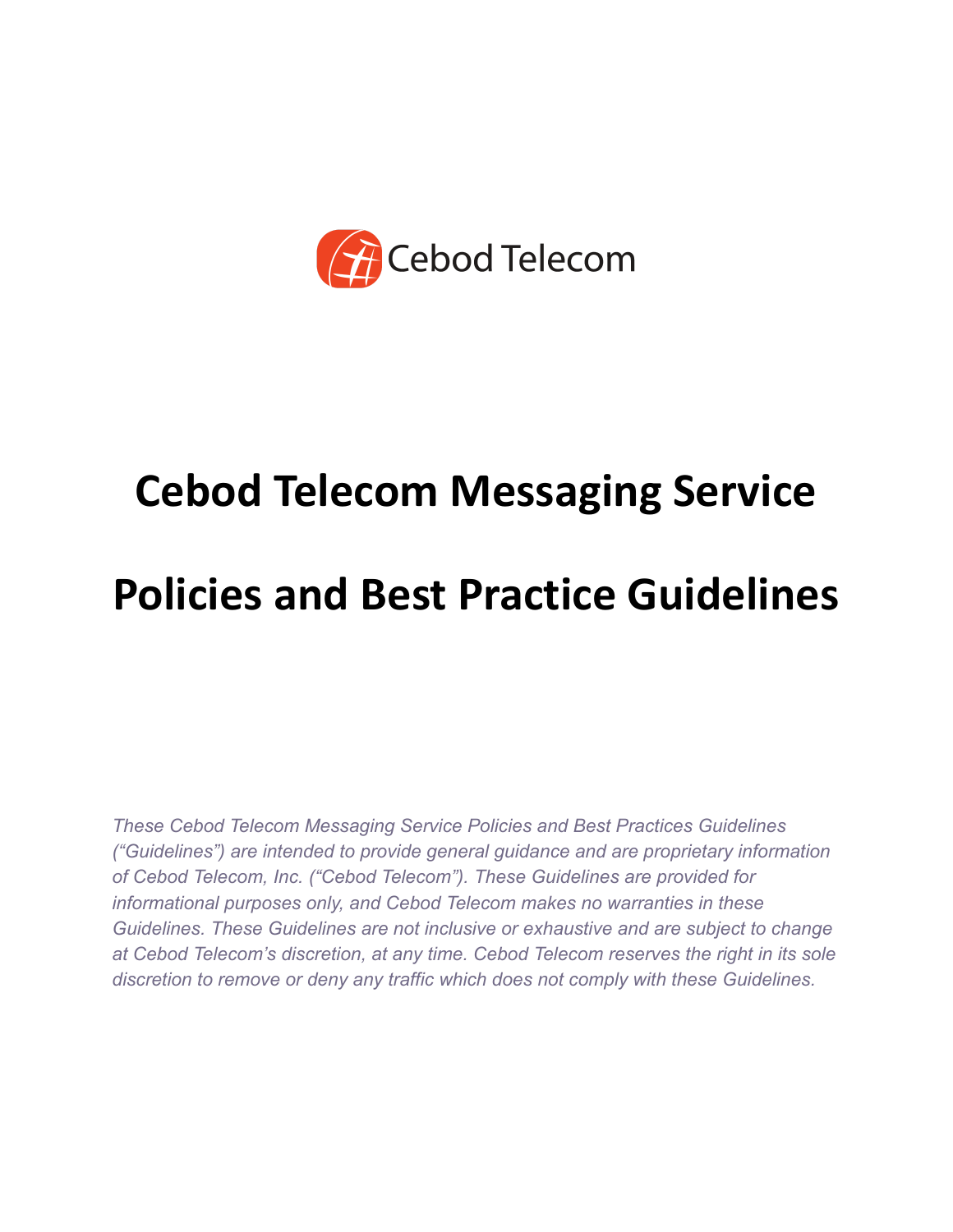Cebod Telecom

# Cebod Telecom Messaging Service

# Policies and Best Practice Guidelines

*These Cebod Telecom Messaging Service Policies and Best Practices Guidelines ("Guidelines") are intended to provide general guidance and are proprietary information of Cebod Telecom, Inc. ("Cebod Telecom"). These Guidelines are provided for informational purposes only, and Cebod Telecom makes no warranties in these Guidelines. These Guidelines are not inclusive or exhaustive and are subject to change at Cebod Telecom's discretion, at any time. Cebod Telecom reserves the right in its sole discretion to remove or deny any traffic which does not comply with these Guidelines.*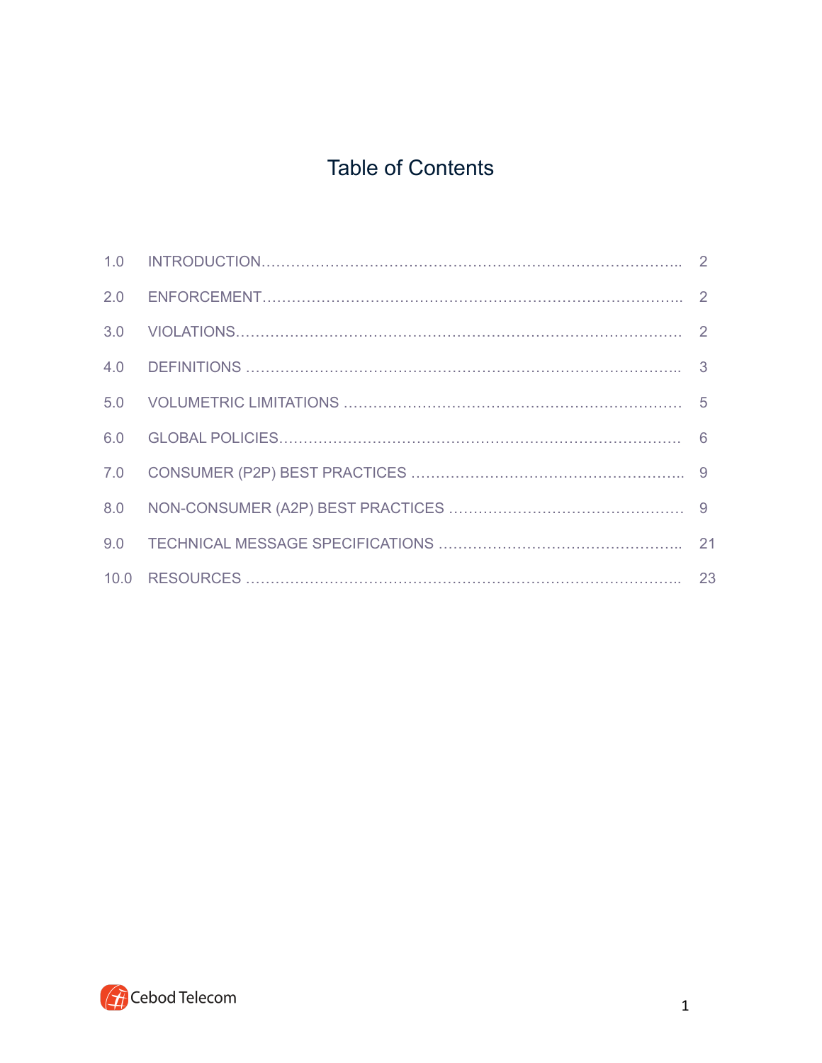# Table of Contents

| | | |
|---|---|---|
| 1.0 | INTRODUCTION | 2 |
| 2.0 | ENFORCEMENT | 2 |
| 3.0 | VIOLATIONS | 2 |
| 4.0 | DEFINITIONS | 3 |
| 5.0 | VOLUMETRIC LIMITATIONS | 5 |
| 6.0 | GLOBAL POLICIES | 6 |
| 7.0 | CONSUMER (P2P) BEST PRACTICES | 9 |
| 8.0 | NON-CONSUMER (A2P) BEST PRACTICES | 9 |
| 9.0 | TECHNICAL MESSAGE SPECIFICATIONS | 21 |
| 10.0 | RESOURCES | 23 |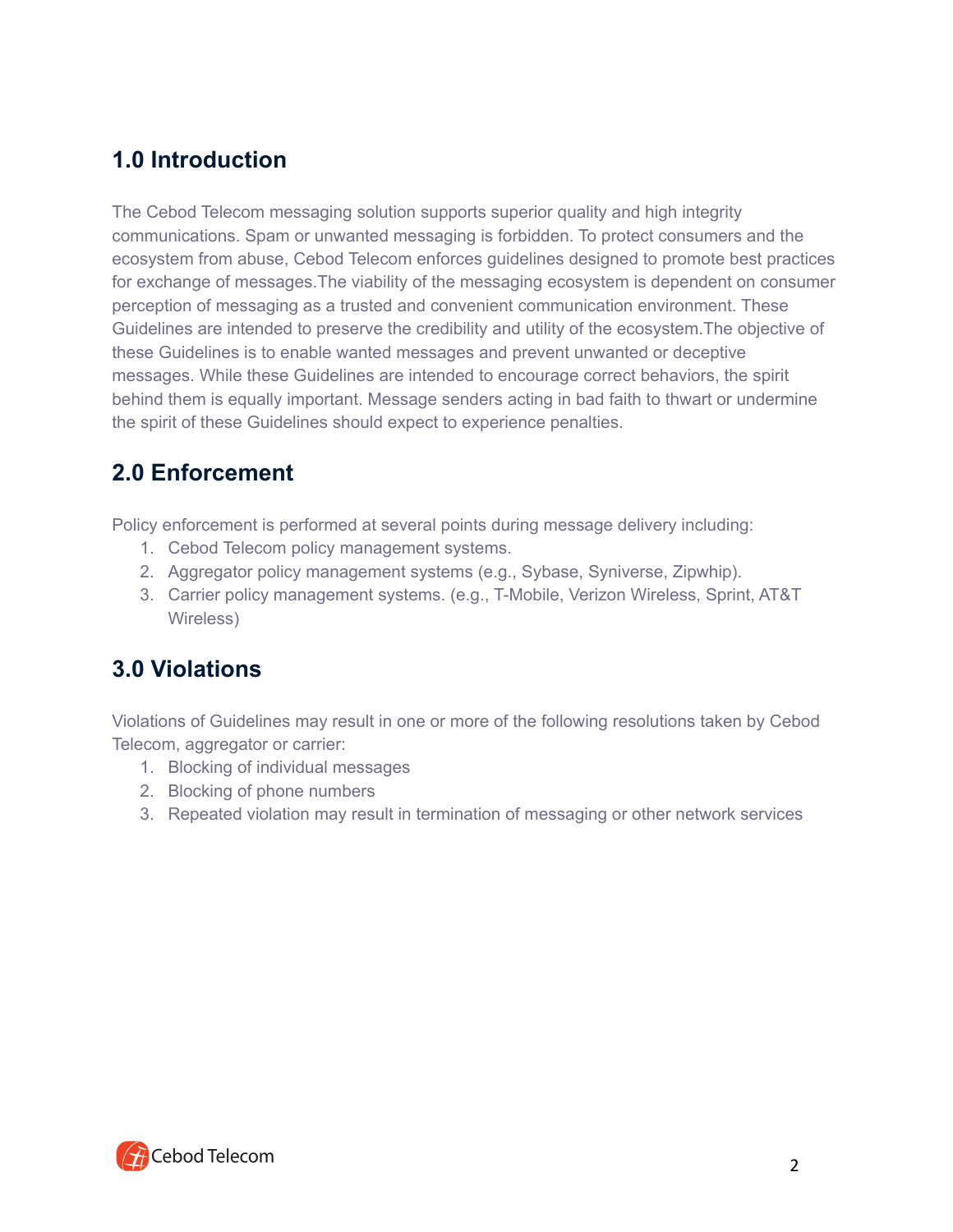## 1.0 Introduction

The Cebod Telecom messaging solution supports superior quality and high integrity communications. Spam or unwanted messaging is forbidden. To protect consumers and the ecosystem from abuse, Cebod Telecom enforces guidelines designed to promote best practices for exchange of messages.The viability of the messaging ecosystem is dependent on consumer perception of messaging as a trusted and convenient communication environment. These Guidelines are intended to preserve the credibility and utility of the ecosystem.The objective of these Guidelines is to enable wanted messages and prevent unwanted or deceptive messages. While these Guidelines are intended to encourage correct behaviors, the spirit behind them is equally important. Message senders acting in bad faith to thwart or undermine the spirit of these Guidelines should expect to experience penalties.

## 2.0 Enforcement

Policy enforcement is performed at several points during message delivery including:

1. Cebod Telecom policy management systems.
2. Aggregator policy management systems (e.g., Sybase, Syniverse, Zipwhip).
3. Carrier policy management systems. (e.g., T-Mobile, Verizon Wireless, Sprint, AT&T Wireless)

## 3.0 Violations

Violations of Guidelines may result in one or more of the following resolutions taken by Cebod Telecom, aggregator or carrier:

1. Blocking of individual messages
2. Blocking of phone numbers
3. Repeated violation may result in termination of messaging or other network services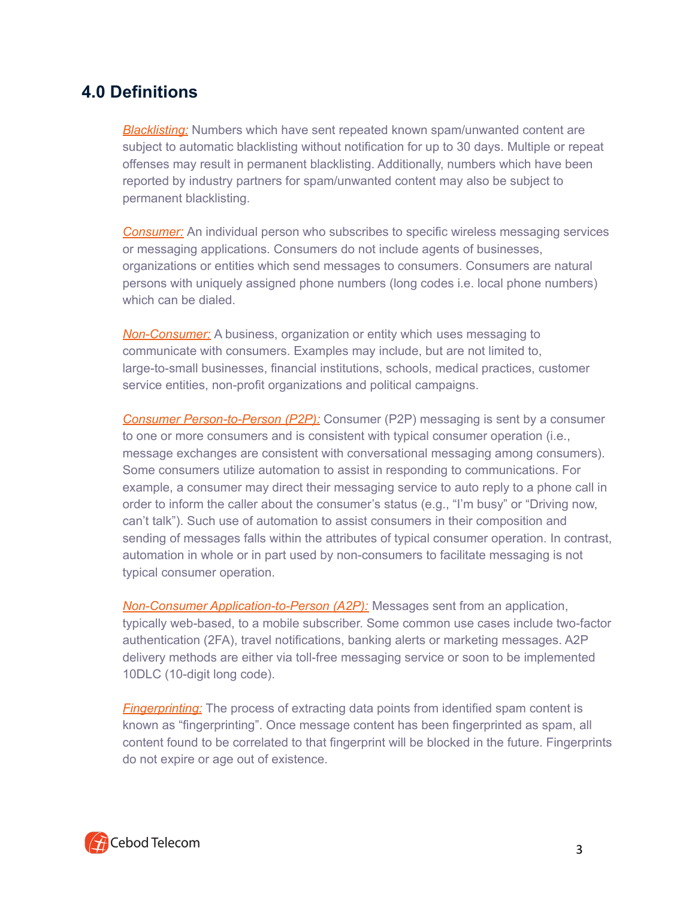## 4.0 Definitions

*Blacklisting:* Numbers which have sent repeated known spam/unwanted content are subject to automatic blacklisting without notification for up to 30 days. Multiple or repeat offenses may result in permanent blacklisting. Additionally, numbers which have been reported by industry partners for spam/unwanted content may also be subject to permanent blacklisting.

*Consumer:* An individual person who subscribes to specific wireless messaging services or messaging applications. Consumers do not include agents of businesses, organizations or entities which send messages to consumers. Consumers are natural persons with uniquely assigned phone numbers (long codes i.e. local phone numbers) which can be dialed.

*Non-Consumer:* A business, organization or entity which uses messaging to communicate with consumers. Examples may include, but are not limited to, large-to-small businesses, financial institutions, schools, medical practices, customer service entities, non-profit organizations and political campaigns.

*Consumer Person-to-Person (P2P):* Consumer (P2P) messaging is sent by a consumer to one or more consumers and is consistent with typical consumer operation (i.e., message exchanges are consistent with conversational messaging among consumers). Some consumers utilize automation to assist in responding to communications. For example, a consumer may direct their messaging service to auto reply to a phone call in order to inform the caller about the consumer's status (e.g., "I'm busy" or "Driving now, can't talk"). Such use of automation to assist consumers in their composition and sending of messages falls within the attributes of typical consumer operation. In contrast, automation in whole or in part used by non-consumers to facilitate messaging is not typical consumer operation.

*Non-Consumer Application-to-Person (A2P):* Messages sent from an application, typically web-based, to a mobile subscriber. Some common use cases include two-factor authentication (2FA), travel notifications, banking alerts or marketing messages. A2P delivery methods are either via toll-free messaging service or soon to be implemented 10DLC (10-digit long code).

*Fingerprinting:* The process of extracting data points from identified spam content is known as "fingerprinting". Once message content has been fingerprinted as spam, all content found to be correlated to that fingerprint will be blocked in the future. Fingerprints do not expire or age out of existence.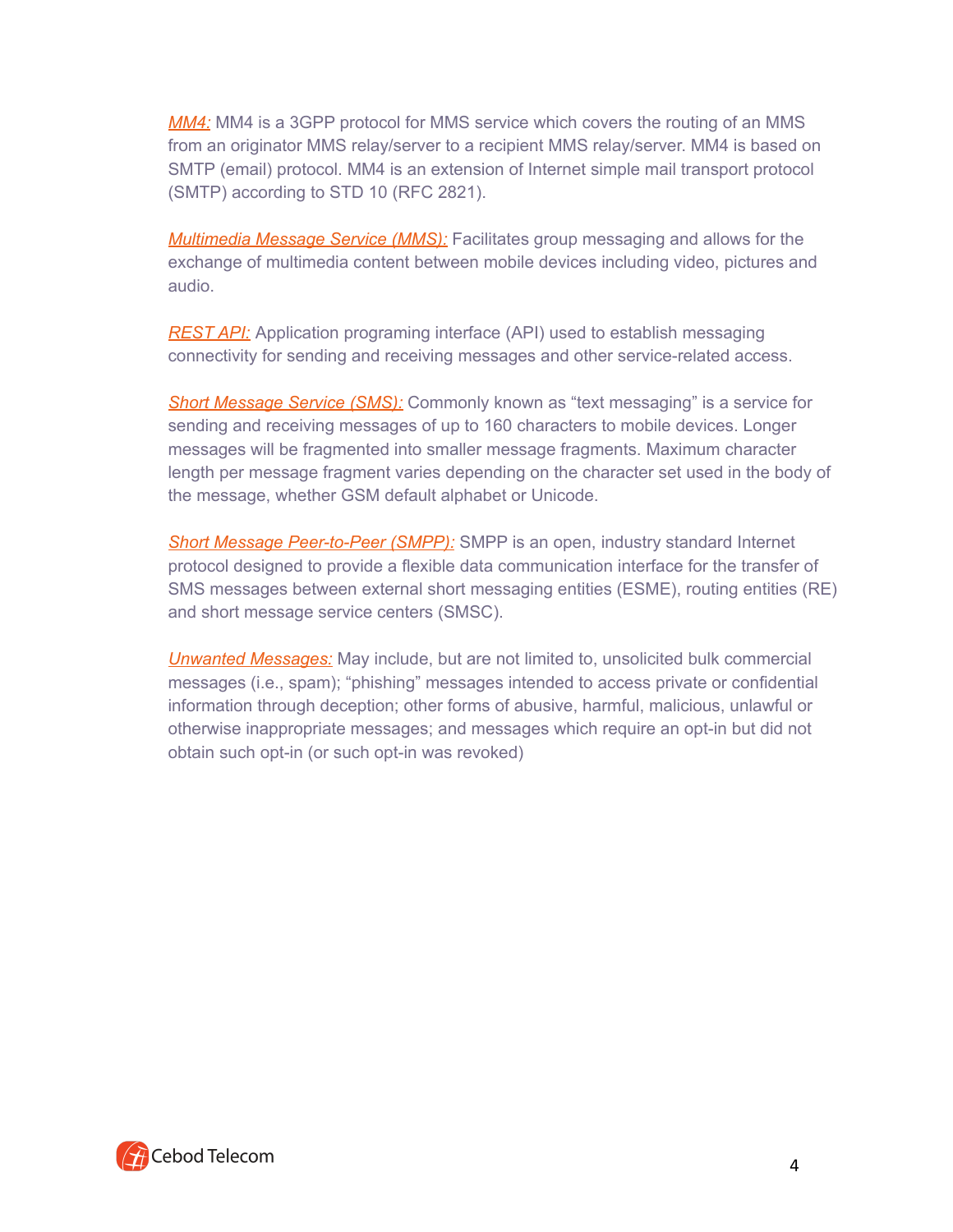*MM4:* MM4 is a 3GPP protocol for MMS service which covers the routing of an MMS from an originator MMS relay/server to a recipient MMS relay/server. MM4 is based on SMTP (email) protocol. MM4 is an extension of Internet simple mail transport protocol (SMTP) according to STD 10 (RFC 2821).

*Multimedia Message Service (MMS):* Facilitates group messaging and allows for the exchange of multimedia content between mobile devices including video, pictures and audio.

*REST API:* Application programing interface (API) used to establish messaging connectivity for sending and receiving messages and other service-related access.

*Short Message Service (SMS):* Commonly known as "text messaging" is a service for sending and receiving messages of up to 160 characters to mobile devices. Longer messages will be fragmented into smaller message fragments. Maximum character length per message fragment varies depending on the character set used in the body of the message, whether GSM default alphabet or Unicode.

*Short Message Peer-to-Peer (SMPP):* SMPP is an open, industry standard Internet protocol designed to provide a flexible data communication interface for the transfer of SMS messages between external short messaging entities (ESME), routing entities (RE) and short message service centers (SMSC).

*Unwanted Messages:* May include, but are not limited to, unsolicited bulk commercial messages (i.e., spam); "phishing" messages intended to access private or confidential information through deception; other forms of abusive, harmful, malicious, unlawful or otherwise inappropriate messages; and messages which require an opt-in but did not obtain such opt-in (or such opt-in was revoked)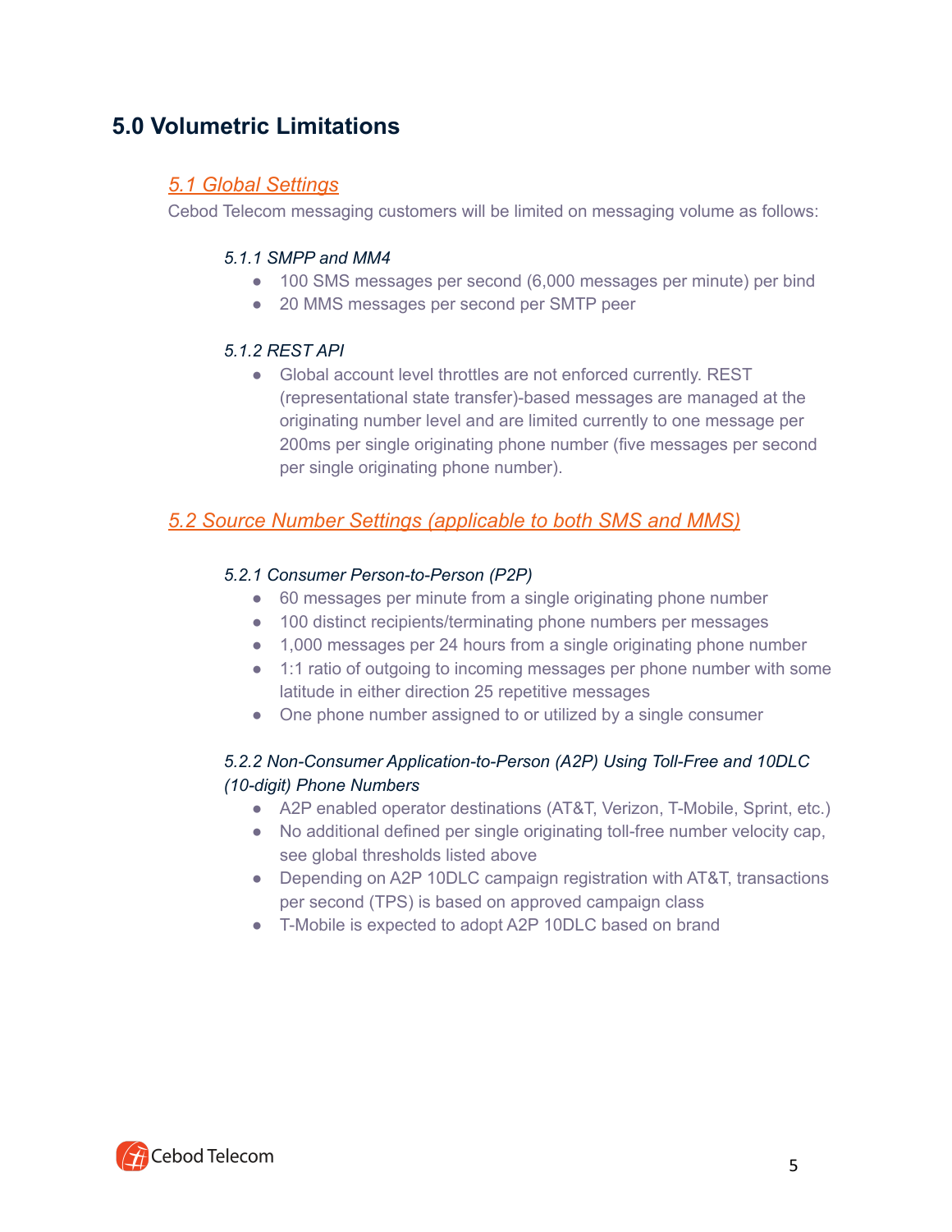# 5.0 Volumetric Limitations

## 5.1 Global Settings

Cebod Telecom messaging customers will be limited on messaging volume as follows:

### *5.1.1 SMPP and MM4*

- 100 SMS messages per second (6,000 messages per minute) per bind
- 20 MMS messages per second per SMTP peer

### *5.1.2 REST API*

- Global account level throttles are not enforced currently. REST (representational state transfer)-based messages are managed at the originating number level and are limited currently to one message per 200ms per single originating phone number (five messages per second per single originating phone number).

## 5.2 Source Number Settings (applicable to both SMS and MMS)

### *5.2.1 Consumer Person-to-Person (P2P)*

- 60 messages per minute from a single originating phone number
- 100 distinct recipients/terminating phone numbers per messages
- 1,000 messages per 24 hours from a single originating phone number
- 1:1 ratio of outgoing to incoming messages per phone number with some latitude in either direction 25 repetitive messages
- One phone number assigned to or utilized by a single consumer

### *5.2.2 Non-Consumer Application-to-Person (A2P) Using Toll-Free and 10DLC (10-digit) Phone Numbers*

- A2P enabled operator destinations (AT&T, Verizon, T-Mobile, Sprint, etc.)
- No additional defined per single originating toll-free number velocity cap, see global thresholds listed above
- Depending on A2P 10DLC campaign registration with AT&T, transactions per second (TPS) is based on approved campaign class
- T-Mobile is expected to adopt A2P 10DLC based on brand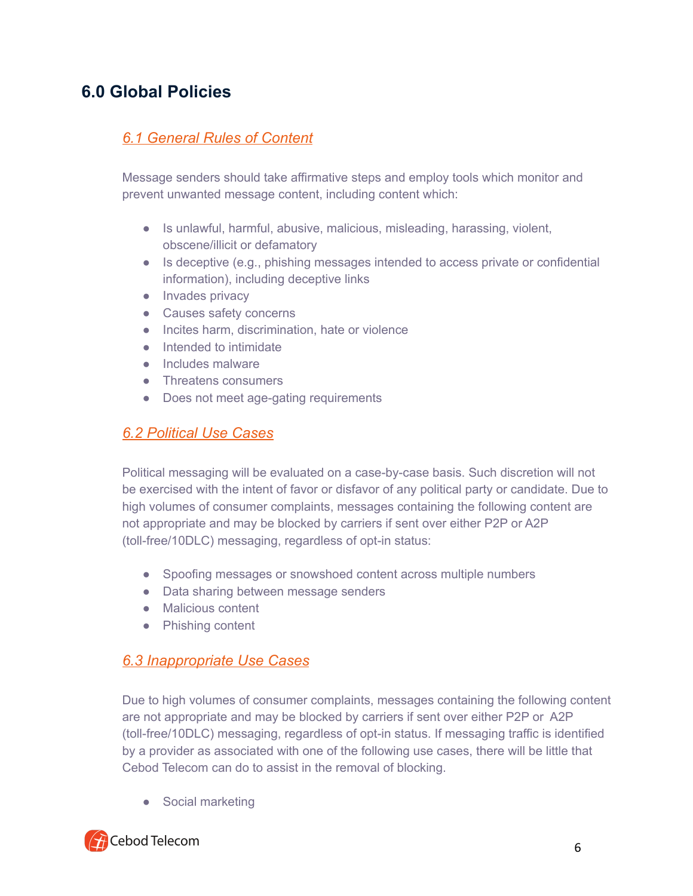## 6.0 Global Policies

### *6.1 General Rules of Content*

Message senders should take affirmative steps and employ tools which monitor and prevent unwanted message content, including content which:

- Is unlawful, harmful, abusive, malicious, misleading, harassing, violent, obscene/illicit or defamatory
- Is deceptive (e.g., phishing messages intended to access private or confidential information), including deceptive links
- Invades privacy
- Causes safety concerns
- Incites harm, discrimination, hate or violence
- Intended to intimidate
- Includes malware
- Threatens consumers
- Does not meet age-gating requirements

### *6.2 Political Use Cases*

Political messaging will be evaluated on a case-by-case basis. Such discretion will not be exercised with the intent of favor or disfavor of any political party or candidate. Due to high volumes of consumer complaints, messages containing the following content are not appropriate and may be blocked by carriers if sent over either P2P or A2P (toll-free/10DLC) messaging, regardless of opt-in status:

- Spoofing messages or snowshoed content across multiple numbers
- Data sharing between message senders
- Malicious content
- Phishing content

### *6.3 Inappropriate Use Cases*

Due to high volumes of consumer complaints, messages containing the following content are not appropriate and may be blocked by carriers if sent over either P2P or A2P (toll-free/10DLC) messaging, regardless of opt-in status. If messaging traffic is identified by a provider as associated with one of the following use cases, there will be little that Cebod Telecom can do to assist in the removal of blocking.

- Social marketing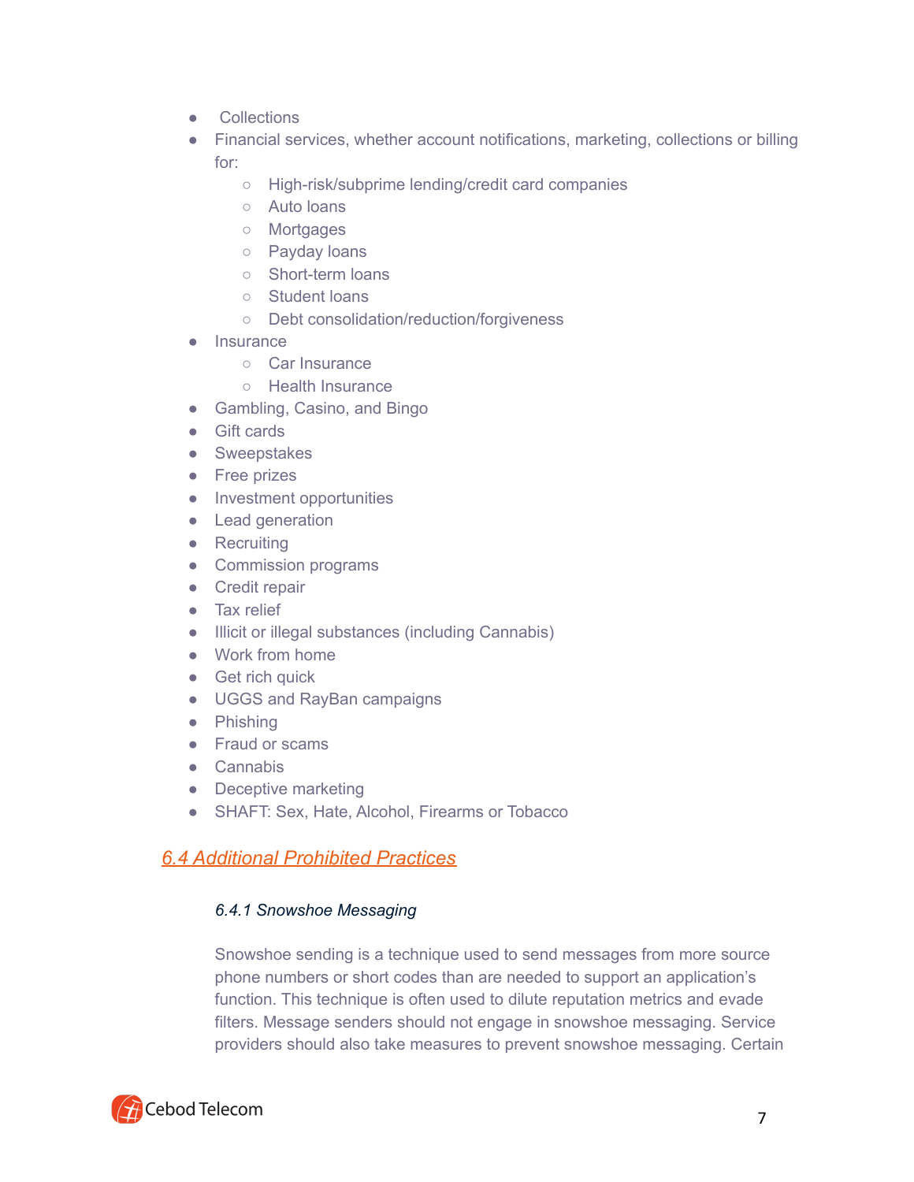- Collections
- Financial services, whether account notifications, marketing, collections or billing for:
    - High-risk/subprime lending/credit card companies
    - Auto loans
    - Mortgages
    - Payday loans
    - Short-term loans
    - Student loans
    - Debt consolidation/reduction/forgiveness
- Insurance
    - Car Insurance
    - Health Insurance
- Gambling, Casino, and Bingo
- Gift cards
- Sweepstakes
- Free prizes
- Investment opportunities
- Lead generation
- Recruiting
- Commission programs
- Credit repair
- Tax relief
- Illicit or illegal substances (including Cannabis)
- Work from home
- Get rich quick
- UGGS and RayBan campaigns
- Phishing
- Fraud or scams
- Cannabis
- Deceptive marketing
- SHAFT: Sex, Hate, Alcohol, Firearms or Tobacco

## 6.4 Additional Prohibited Practices

### *6.4.1 Snowshoe Messaging*

Snowshoe sending is a technique used to send messages from more source phone numbers or short codes than are needed to support an application's function. This technique is often used to dilute reputation metrics and evade filters. Message senders should not engage in snowshoe messaging. Service providers should also take measures to prevent snowshoe messaging. Certain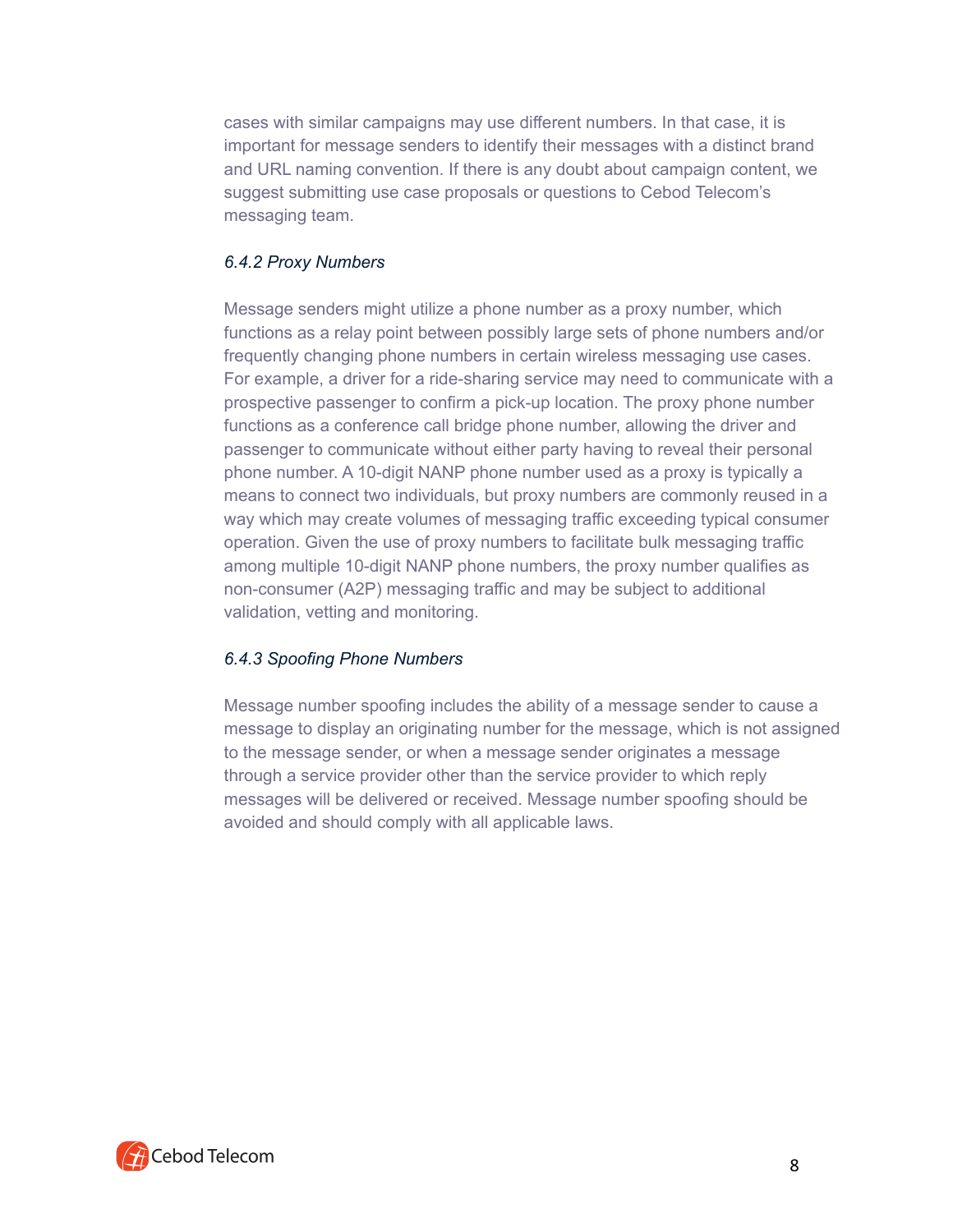cases with similar campaigns may use different numbers. In that case, it is important for message senders to identify their messages with a distinct brand and URL naming convention. If there is any doubt about campaign content, we suggest submitting use case proposals or questions to Cebod Telecom's messaging team.

#### *6.4.2 Proxy Numbers*

Message senders might utilize a phone number as a proxy number, which functions as a relay point between possibly large sets of phone numbers and/or frequently changing phone numbers in certain wireless messaging use cases. For example, a driver for a ride-sharing service may need to communicate with a prospective passenger to confirm a pick-up location. The proxy phone number functions as a conference call bridge phone number, allowing the driver and passenger to communicate without either party having to reveal their personal phone number. A 10-digit NANP phone number used as a proxy is typically a means to connect two individuals, but proxy numbers are commonly reused in a way which may create volumes of messaging traffic exceeding typical consumer operation. Given the use of proxy numbers to facilitate bulk messaging traffic among multiple 10-digit NANP phone numbers, the proxy number qualifies as non-consumer (A2P) messaging traffic and may be subject to additional validation, vetting and monitoring.

#### *6.4.3 Spoofing Phone Numbers*

Message number spoofing includes the ability of a message sender to cause a message to display an originating number for the message, which is not assigned to the message sender, or when a message sender originates a message through a service provider other than the service provider to which reply messages will be delivered or received. Message number spoofing should be avoided and should comply with all applicable laws.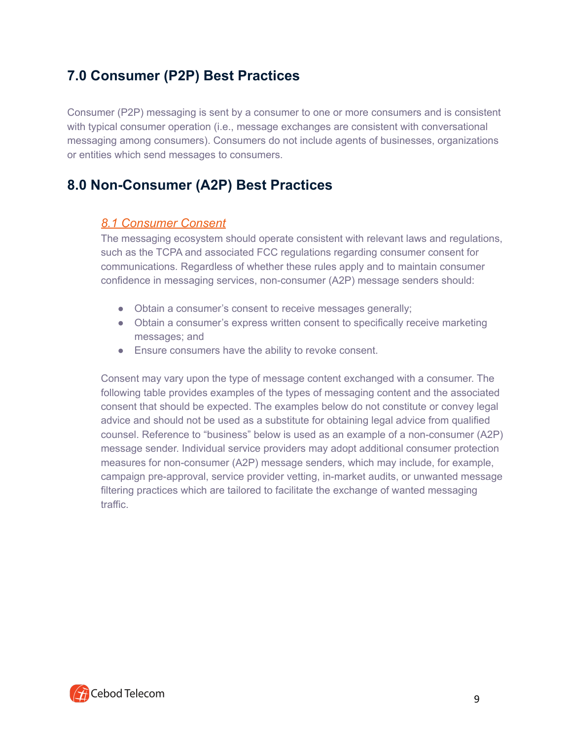## 7.0 Consumer (P2P) Best Practices

Consumer (P2P) messaging is sent by a consumer to one or more consumers and is consistent with typical consumer operation (i.e., message exchanges are consistent with conversational messaging among consumers). Consumers do not include agents of businesses, organizations or entities which send messages to consumers.

## 8.0 Non-Consumer (A2P) Best Practices

### *8.1 Consumer Consent*

The messaging ecosystem should operate consistent with relevant laws and regulations, such as the TCPA and associated FCC regulations regarding consumer consent for communications. Regardless of whether these rules apply and to maintain consumer confidence in messaging services, non-consumer (A2P) message senders should:

- Obtain a consumer's consent to receive messages generally;
- Obtain a consumer's express written consent to specifically receive marketing messages; and
- Ensure consumers have the ability to revoke consent.

Consent may vary upon the type of message content exchanged with a consumer. The following table provides examples of the types of messaging content and the associated consent that should be expected. The examples below do not constitute or convey legal advice and should not be used as a substitute for obtaining legal advice from qualified counsel. Reference to "business" below is used as an example of a non-consumer (A2P) message sender. Individual service providers may adopt additional consumer protection measures for non-consumer (A2P) message senders, which may include, for example, campaign pre-approval, service provider vetting, in-market audits, or unwanted message filtering practices which are tailored to facilitate the exchange of wanted messaging traffic.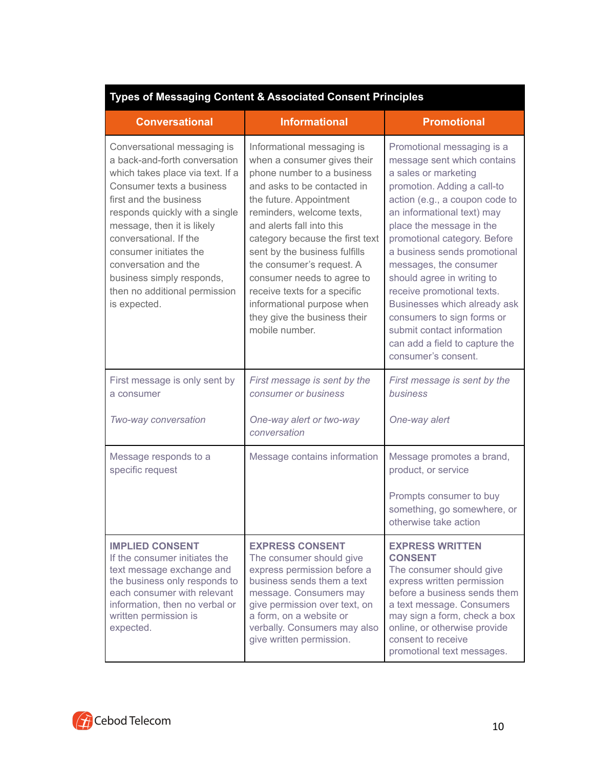| Types of Messaging Content & Associated Consent Principles | | |
|---|---|---|
| **Conversational** | **Informational** | **Promotional** |
| Conversational messaging is a back-and-forth conversation which takes place via text. If a Consumer texts a business first and the business responds quickly with a single message, then it is likely conversational. If the consumer initiates the conversation and the business simply responds, then no additional permission is expected. | Informational messaging is when a consumer gives their phone number to a business and asks to be contacted in the future. Appointment reminders, welcome texts, and alerts fall into this category because the first text sent by the business fulfills the consumer's request. A consumer needs to agree to receive texts for a specific informational purpose when they give the business their mobile number. | Promotional messaging is a message sent which contains a sales or marketing promotion. Adding a call-to action (e.g., a coupon code to an informational text) may place the message in the promotional category. Before a business sends promotional messages, the consumer should agree in writing to receive promotional texts. Businesses which already ask consumers to sign forms or submit contact information can add a field to capture the consumer's consent. |
| First message is only sent by a consumer<br><br>*Two-way conversation* | *First message is sent by the consumer or business*<br><br>*One-way alert or two-way conversation* | *First message is sent by the business*<br><br>*One-way alert* |
| Message responds to a specific request | Message contains information | Message promotes a brand, product, or service<br><br>Prompts consumer to buy something, go somewhere, or otherwise take action |
| **IMPLIED CONSENT**<br>If the consumer initiates the text message exchange and the business only responds to each consumer with relevant information, then no verbal or written permission is expected. | **EXPRESS CONSENT**<br>The consumer should give express permission before a business sends them a text message. Consumers may give permission over text, on a form, on a website or verbally. Consumers may also give written permission. | **EXPRESS WRITTEN CONSENT**<br>The consumer should give express written permission before a business sends them a text message. Consumers may sign a form, check a box online, or otherwise provide consent to receive promotional text messages. |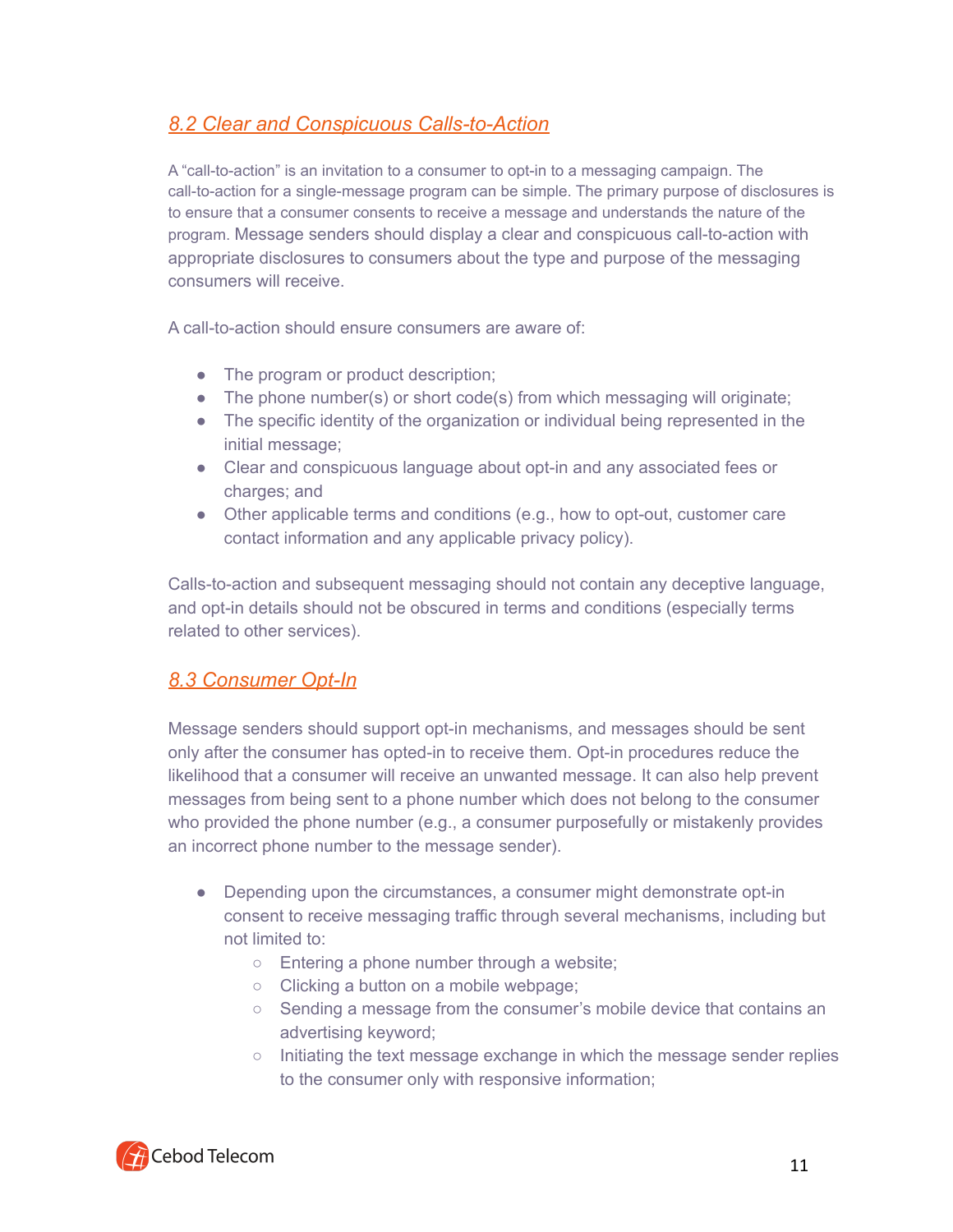## 8.2 Clear and Conspicuous Calls-to-Action

A "call-to-action" is an invitation to a consumer to opt-in to a messaging campaign. The call-to-action for a single-message program can be simple. The primary purpose of disclosures is to ensure that a consumer consents to receive a message and understands the nature of the program. Message senders should display a clear and conspicuous call-to-action with appropriate disclosures to consumers about the type and purpose of the messaging consumers will receive.

A call-to-action should ensure consumers are aware of:

- The program or product description;
- The phone number(s) or short code(s) from which messaging will originate;
- The specific identity of the organization or individual being represented in the initial message;
- Clear and conspicuous language about opt-in and any associated fees or charges; and
- Other applicable terms and conditions (e.g., how to opt-out, customer care contact information and any applicable privacy policy).

Calls-to-action and subsequent messaging should not contain any deceptive language, and opt-in details should not be obscured in terms and conditions (especially terms related to other services).

## 8.3 Consumer Opt-In

Message senders should support opt-in mechanisms, and messages should be sent only after the consumer has opted-in to receive them. Opt-in procedures reduce the likelihood that a consumer will receive an unwanted message. It can also help prevent messages from being sent to a phone number which does not belong to the consumer who provided the phone number (e.g., a consumer purposefully or mistakenly provides an incorrect phone number to the message sender).

- Depending upon the circumstances, a consumer might demonstrate opt-in consent to receive messaging traffic through several mechanisms, including but not limited to:
  - Entering a phone number through a website;
  - Clicking a button on a mobile webpage;
  - Sending a message from the consumer's mobile device that contains an advertising keyword;
  - Initiating the text message exchange in which the message sender replies to the consumer only with responsive information;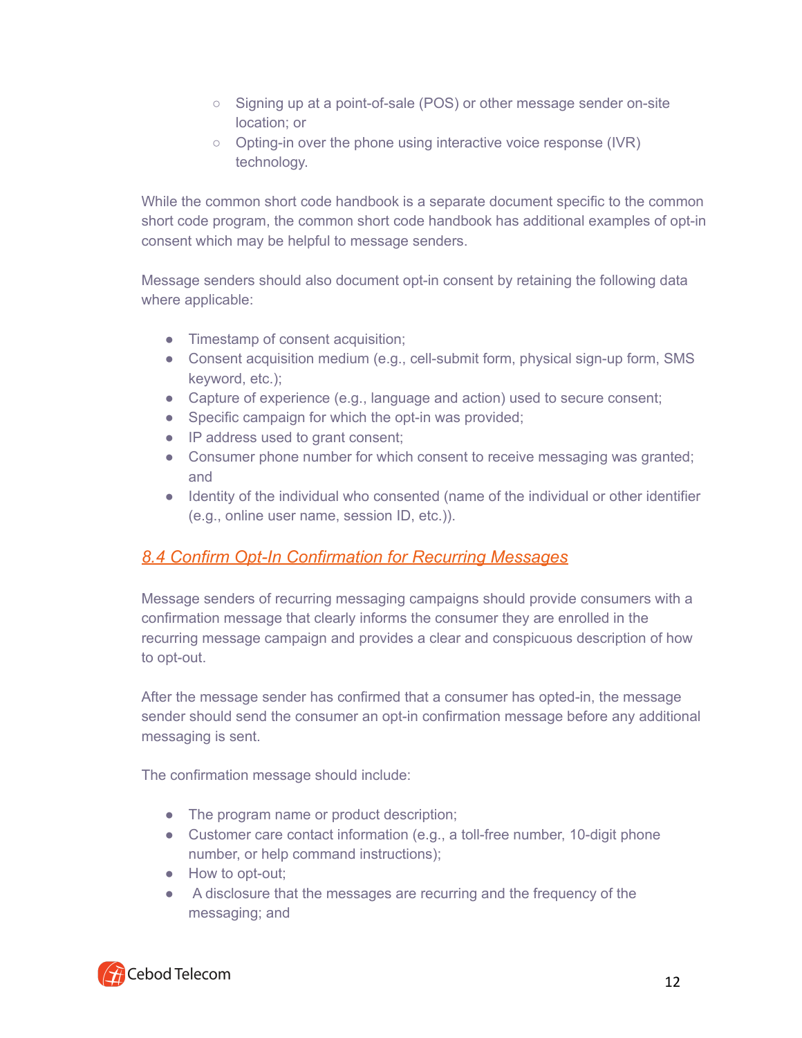- Signing up at a point-of-sale (POS) or other message sender on-site location; or
    - Opting-in over the phone using interactive voice response (IVR) technology.

While the common short code handbook is a separate document specific to the common short code program, the common short code handbook has additional examples of opt-in consent which may be helpful to message senders.

Message senders should also document opt-in consent by retaining the following data where applicable:

- Timestamp of consent acquisition;
- Consent acquisition medium (e.g., cell-submit form, physical sign-up form, SMS keyword, etc.);
- Capture of experience (e.g., language and action) used to secure consent;
- Specific campaign for which the opt-in was provided;
- IP address used to grant consent;
- Consumer phone number for which consent to receive messaging was granted; and
- Identity of the individual who consented (name of the individual or other identifier (e.g., online user name, session ID, etc.)).

## 8.4 Confirm Opt-In Confirmation for Recurring Messages

Message senders of recurring messaging campaigns should provide consumers with a confirmation message that clearly informs the consumer they are enrolled in the recurring message campaign and provides a clear and conspicuous description of how to opt-out.

After the message sender has confirmed that a consumer has opted-in, the message sender should send the consumer an opt-in confirmation message before any additional messaging is sent.

The confirmation message should include:

- The program name or product description;
- Customer care contact information (e.g., a toll-free number, 10-digit phone number, or help command instructions);
- How to opt-out;
- A disclosure that the messages are recurring and the frequency of the messaging; and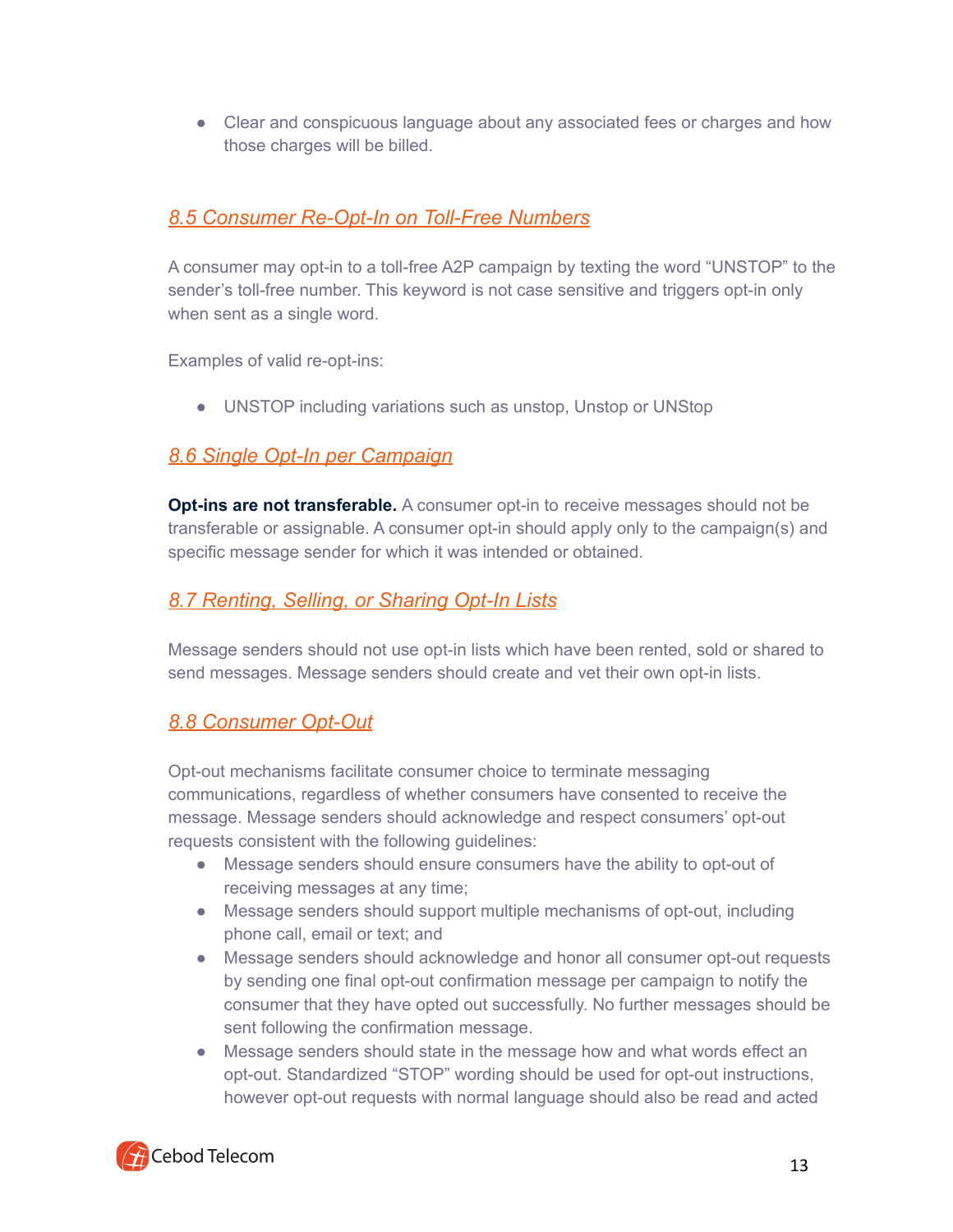- Clear and conspicuous language about any associated fees or charges and how those charges will be billed.

### 8.5 Consumer Re-Opt-In on Toll-Free Numbers

A consumer may opt-in to a toll-free A2P campaign by texting the word "UNSTOP" to the sender's toll-free number. This keyword is not case sensitive and triggers opt-in only when sent as a single word.

Examples of valid re-opt-ins:

- UNSTOP including variations such as unstop, Unstop or UNStop

### 8.6 Single Opt-In per Campaign

**Opt-ins are not transferable.** A consumer opt-in to receive messages should not be transferable or assignable. A consumer opt-in should apply only to the campaign(s) and specific message sender for which it was intended or obtained.

### 8.7 Renting, Selling, or Sharing Opt-In Lists

Message senders should not use opt-in lists which have been rented, sold or shared to send messages. Message senders should create and vet their own opt-in lists.

### 8.8 Consumer Opt-Out

Opt-out mechanisms facilitate consumer choice to terminate messaging communications, regardless of whether consumers have consented to receive the message. Message senders should acknowledge and respect consumers' opt-out requests consistent with the following guidelines:

- Message senders should ensure consumers have the ability to opt-out of receiving messages at any time;
- Message senders should support multiple mechanisms of opt-out, including phone call, email or text; and
- Message senders should acknowledge and honor all consumer opt-out requests by sending one final opt-out confirmation message per campaign to notify the consumer that they have opted out successfully. No further messages should be sent following the confirmation message.
- Message senders should state in the message how and what words effect an opt-out. Standardized "STOP" wording should be used for opt-out instructions, however opt-out requests with normal language should also be read and acted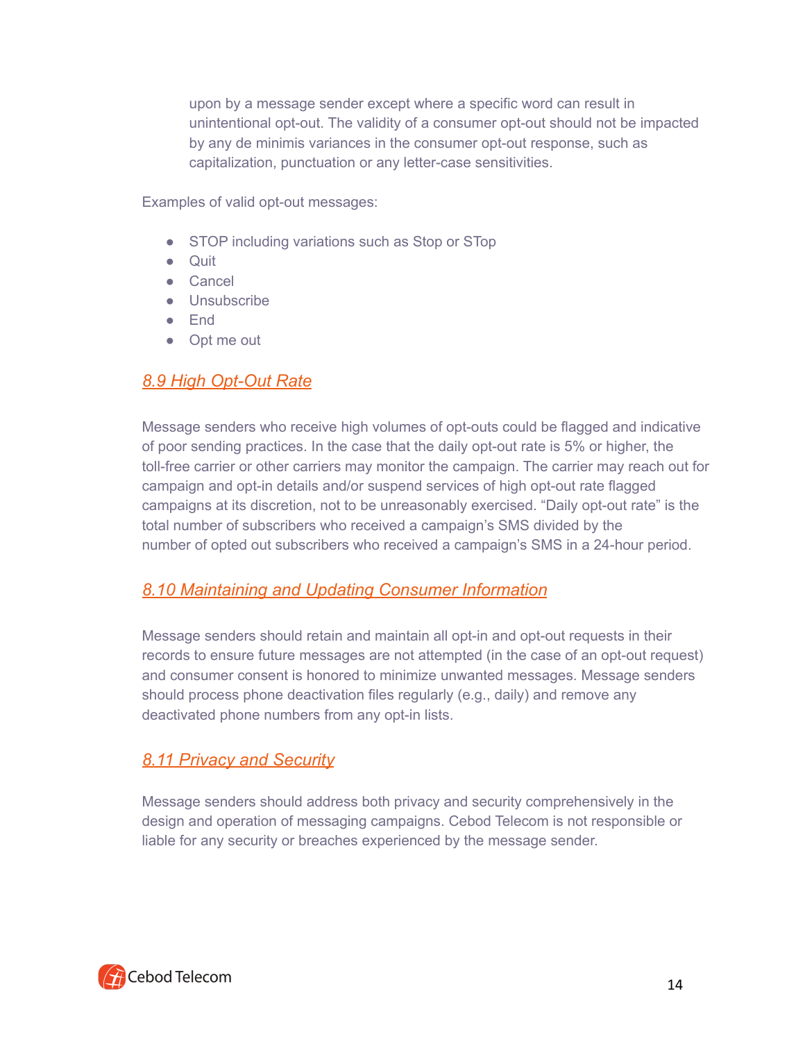upon by a message sender except where a specific word can result in unintentional opt-out. The validity of a consumer opt-out should not be impacted by any de minimis variances in the consumer opt-out response, such as capitalization, punctuation or any letter-case sensitivities.

Examples of valid opt-out messages:

- STOP including variations such as Stop or STop
- Quit
- Cancel
- Unsubscribe
- End
- Opt me out

## *8.9 High Opt-Out Rate*

Message senders who receive high volumes of opt-outs could be flagged and indicative of poor sending practices. In the case that the daily opt-out rate is 5% or higher, the toll-free carrier or other carriers may monitor the campaign. The carrier may reach out for campaign and opt-in details and/or suspend services of high opt-out rate flagged campaigns at its discretion, not to be unreasonably exercised. "Daily opt-out rate" is the total number of subscribers who received a campaign's SMS divided by the number of opted out subscribers who received a campaign's SMS in a 24-hour period.

## *8.10 Maintaining and Updating Consumer Information*

Message senders should retain and maintain all opt-in and opt-out requests in their records to ensure future messages are not attempted (in the case of an opt-out request) and consumer consent is honored to minimize unwanted messages. Message senders should process phone deactivation files regularly (e.g., daily) and remove any deactivated phone numbers from any opt-in lists.

## *8.11 Privacy and Security*

Message senders should address both privacy and security comprehensively in the design and operation of messaging campaigns. Cebod Telecom is not responsible or liable for any security or breaches experienced by the message sender.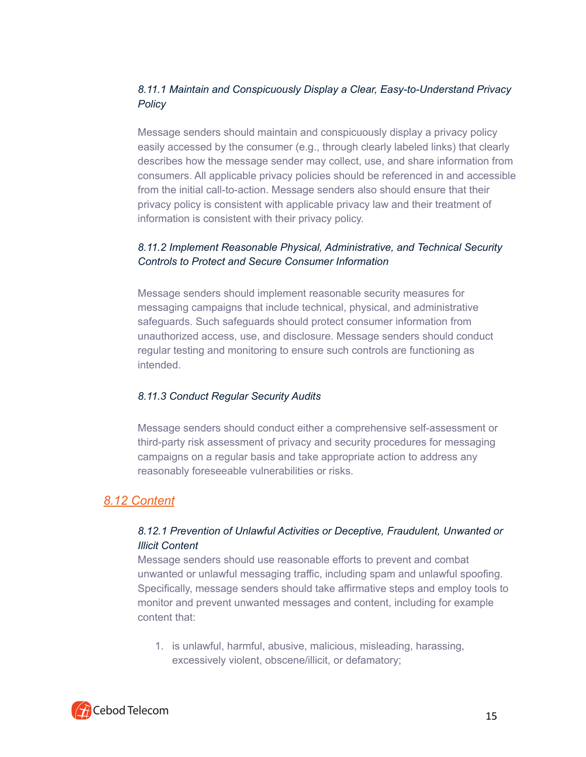#### *8.11.1 Maintain and Conspicuously Display a Clear, Easy-to-Understand Privacy Policy*

Message senders should maintain and conspicuously display a privacy policy easily accessed by the consumer (e.g., through clearly labeled links) that clearly describes how the message sender may collect, use, and share information from consumers. All applicable privacy policies should be referenced in and accessible from the initial call-to-action. Message senders also should ensure that their privacy policy is consistent with applicable privacy law and their treatment of information is consistent with their privacy policy.

#### *8.11.2 Implement Reasonable Physical, Administrative, and Technical Security Controls to Protect and Secure Consumer Information*

Message senders should implement reasonable security measures for messaging campaigns that include technical, physical, and administrative safeguards. Such safeguards should protect consumer information from unauthorized access, use, and disclosure. Message senders should conduct regular testing and monitoring to ensure such controls are functioning as intended.

#### *8.11.3 Conduct Regular Security Audits*

Message senders should conduct either a comprehensive self-assessment or third-party risk assessment of privacy and security procedures for messaging campaigns on a regular basis and take appropriate action to address any reasonably foreseeable vulnerabilities or risks.

### *8.12 Content*

#### *8.12.1 Prevention of Unlawful Activities or Deceptive, Fraudulent, Unwanted or Illicit Content*

Message senders should use reasonable efforts to prevent and combat unwanted or unlawful messaging traffic, including spam and unlawful spoofing. Specifically, message senders should take affirmative steps and employ tools to monitor and prevent unwanted messages and content, including for example content that:

1. is unlawful, harmful, abusive, malicious, misleading, harassing, excessively violent, obscene/illicit, or defamatory;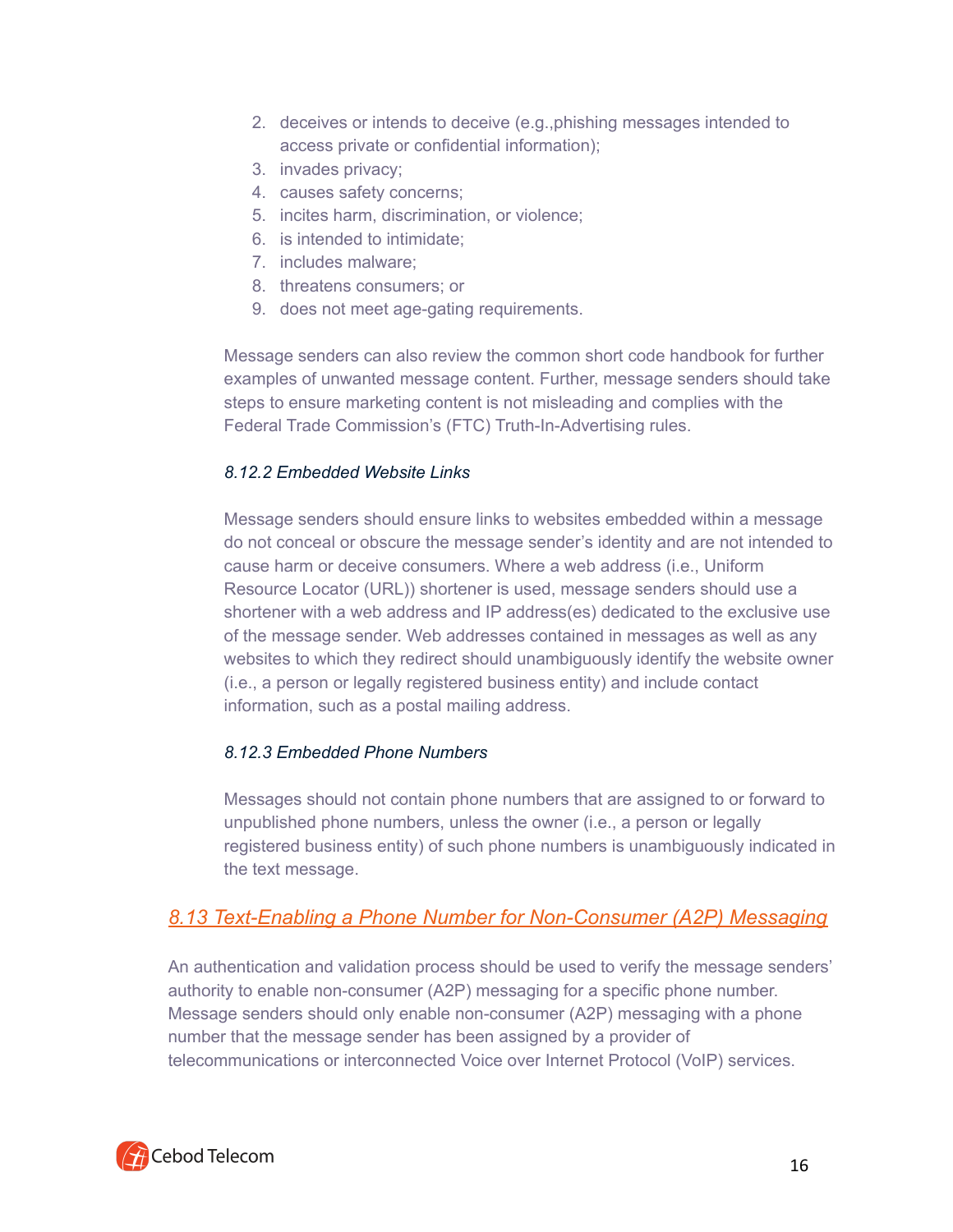2. deceives or intends to deceive (e.g.,phishing messages intended to access private or confidential information);
3. invades privacy;
4. causes safety concerns;
5. incites harm, discrimination, or violence;
6. is intended to intimidate;
7. includes malware;
8. threatens consumers; or
9. does not meet age-gating requirements.

Message senders can also review the common short code handbook for further examples of unwanted message content. Further, message senders should take steps to ensure marketing content is not misleading and complies with the Federal Trade Commission's (FTC) Truth-In-Advertising rules.

#### *8.12.2 Embedded Website Links*

Message senders should ensure links to websites embedded within a message do not conceal or obscure the message sender's identity and are not intended to cause harm or deceive consumers. Where a web address (i.e., Uniform Resource Locator (URL)) shortener is used, message senders should use a shortener with a web address and IP address(es) dedicated to the exclusive use of the message sender. Web addresses contained in messages as well as any websites to which they redirect should unambiguously identify the website owner (i.e., a person or legally registered business entity) and include contact information, such as a postal mailing address.

#### *8.12.3 Embedded Phone Numbers*

Messages should not contain phone numbers that are assigned to or forward to unpublished phone numbers, unless the owner (i.e., a person or legally registered business entity) of such phone numbers is unambiguously indicated in the text message.

## 8.13 Text-Enabling a Phone Number for Non-Consumer (A2P) Messaging

An authentication and validation process should be used to verify the message senders' authority to enable non-consumer (A2P) messaging for a specific phone number. Message senders should only enable non-consumer (A2P) messaging with a phone number that the message sender has been assigned by a provider of telecommunications or interconnected Voice over Internet Protocol (VoIP) services.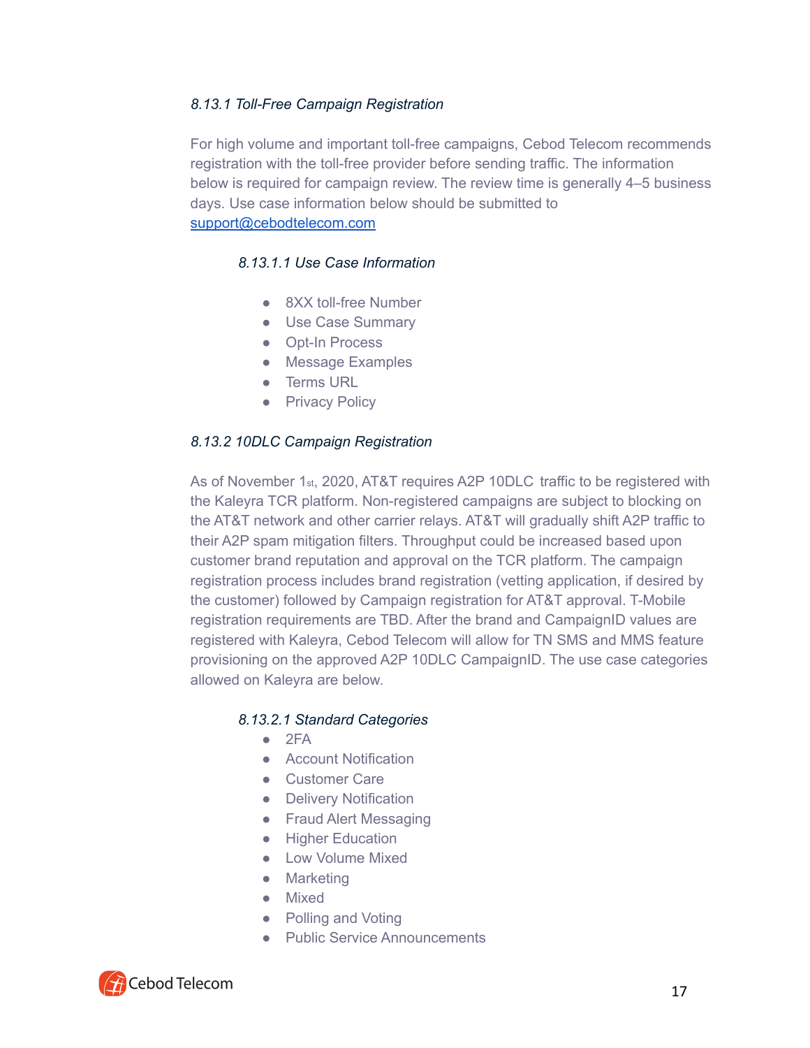### *8.13.1 Toll-Free Campaign Registration*

For high volume and important toll-free campaigns, Cebod Telecom recommends registration with the toll-free provider before sending traffic. The information below is required for campaign review. The review time is generally 4–5 business days. Use case information below should be submitted to support@cebodtelecom.com

#### *8.13.1.1 Use Case Information*

- 8XX toll-free Number
- Use Case Summary
- Opt-In Process
- Message Examples
- Terms URL
- Privacy Policy

### *8.13.2 10DLC Campaign Registration*

As of November 1st, 2020, AT&T requires A2P 10DLC traffic to be registered with the Kaleyra TCR platform. Non-registered campaigns are subject to blocking on the AT&T network and other carrier relays. AT&T will gradually shift A2P traffic to their A2P spam mitigation filters. Throughput could be increased based upon customer brand reputation and approval on the TCR platform. The campaign registration process includes brand registration (vetting application, if desired by the customer) followed by Campaign registration for AT&T approval. T-Mobile registration requirements are TBD. After the brand and CampaignID values are registered with Kaleyra, Cebod Telecom will allow for TN SMS and MMS feature provisioning on the approved A2P 10DLC CampaignID. The use case categories allowed on Kaleyra are below.

#### *8.13.2.1 Standard Categories*

- 2FA
- Account Notification
- Customer Care
- Delivery Notification
- Fraud Alert Messaging
- Higher Education
- Low Volume Mixed
- Marketing
- Mixed
- Polling and Voting
- Public Service Announcements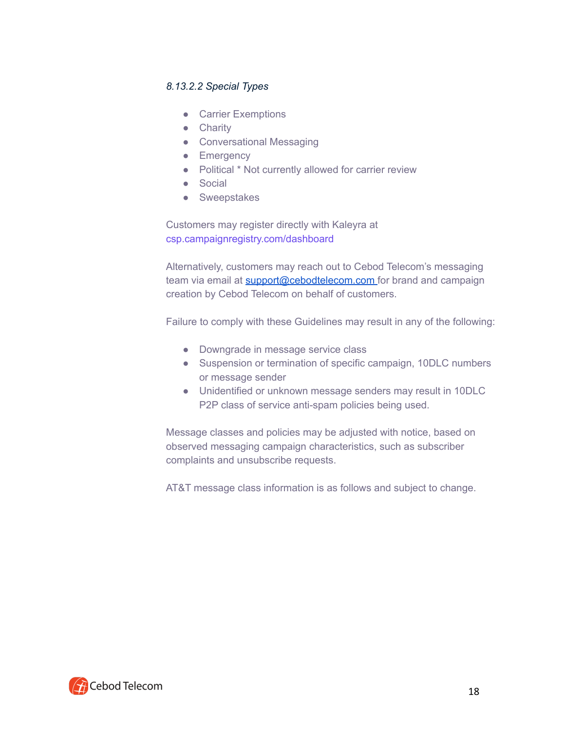#### *8.13.2.2 Special Types*

- Carrier Exemptions
- Charity
- Conversational Messaging
- Emergency
- Political * Not currently allowed for carrier review
- Social
- Sweepstakes

Customers may register directly with Kaleyra at csp.campaignregistry.com/dashboard

Alternatively, customers may reach out to Cebod Telecom's messaging team via email at support@cebodtelecom.com for brand and campaign creation by Cebod Telecom on behalf of customers.

Failure to comply with these Guidelines may result in any of the following:

- Downgrade in message service class
- Suspension or termination of specific campaign, 10DLC numbers or message sender
- Unidentified or unknown message senders may result in 10DLC P2P class of service anti-spam policies being used.

Message classes and policies may be adjusted with notice, based on observed messaging campaign characteristics, such as subscriber complaints and unsubscribe requests.

AT&T message class information is as follows and subject to change.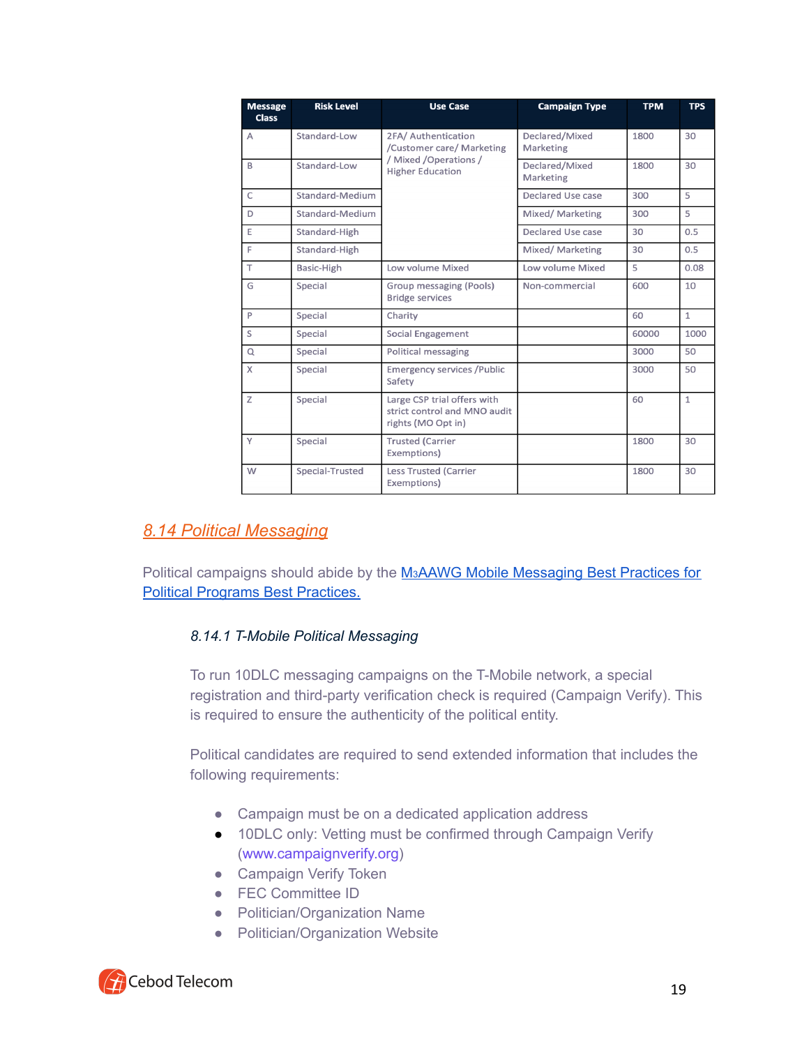| Message Class | Risk Level | Use Case | Campaign Type | TPM | TPS |
|---|---|---|---|---|---|
| A | Standard-Low | 2FA/ Authentication /Customer care/ Marketing / Mixed /Operations / Higher Education | Declared/Mixed Marketing | 1800 | 30 |
| B | Standard-Low | | Declared/Mixed Marketing | 1800 | 30 |
| C | Standard-Medium | | Declared Use case | 300 | 5 |
| D | Standard-Medium | | Mixed/ Marketing | 300 | 5 |
| E | Standard-High | | Declared Use case | 30 | 0.5 |
| F | Standard-High | | Mixed/ Marketing | 30 | 0.5 |
| T | Basic-High | Low volume Mixed | Low volume Mixed | 5 | 0.08 |
| G | Special | Group messaging (Pools) Bridge services | Non-commercial | 600 | 10 |
| P | Special | Charity | | 60 | 1 |
| S | Special | Social Engagement | | 60000 | 1000 |
| Q | Special | Political messaging | | 3000 | 50 |
| X | Special | Emergency services /Public Safety | | 3000 | 50 |
| Z | Special | Large CSP trial offers with strict control and MNO audit rights (MO Opt in) | | 60 | 1 |
| Y | Special | Trusted (Carrier Exemptions) | | 1800 | 30 |
| W | Special-Trusted | Less Trusted (Carrier Exemptions) | | 1800 | 30 |

## 8.14 Political Messaging

Political campaigns should abide by the M3AAWG Mobile Messaging Best Practices for Political Programs Best Practices.

### *8.14.1 T-Mobile Political Messaging*

To run 10DLC messaging campaigns on the T-Mobile network, a special registration and third-party verification check is required (Campaign Verify). This is required to ensure the authenticity of the political entity.

Political candidates are required to send extended information that includes the following requirements:

- Campaign must be on a dedicated application address
- 10DLC only: Vetting must be confirmed through Campaign Verify (www.campaignverify.org)
- Campaign Verify Token
- FEC Committee ID
- Politician/Organization Name
- Politician/Organization Website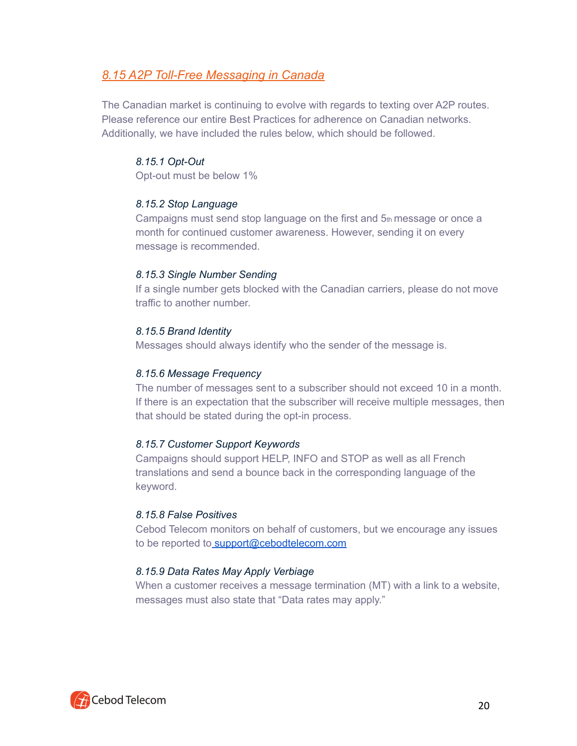## *8.15 A2P Toll-Free Messaging in Canada*

The Canadian market is continuing to evolve with regards to texting over A2P routes. Please reference our entire Best Practices for adherence on Canadian networks. Additionally, we have included the rules below, which should be followed.

### *8.15.1 Opt-Out*

Opt-out must be below 1%

### *8.15.2 Stop Language*

Campaigns must send stop language on the first and 5th message or once a month for continued customer awareness. However, sending it on every message is recommended.

### *8.15.3 Single Number Sending*

If a single number gets blocked with the Canadian carriers, please do not move traffic to another number.

### *8.15.5 Brand Identity*

Messages should always identify who the sender of the message is.

### *8.15.6 Message Frequency*

The number of messages sent to a subscriber should not exceed 10 in a month. If there is an expectation that the subscriber will receive multiple messages, then that should be stated during the opt-in process.

### *8.15.7 Customer Support Keywords*

Campaigns should support HELP, INFO and STOP as well as all French translations and send a bounce back in the corresponding language of the keyword.

### *8.15.8 False Positives*

Cebod Telecom monitors on behalf of customers, but we encourage any issues to be reported to support@cebodtelecom.com

### *8.15.9 Data Rates May Apply Verbiage*

When a customer receives a message termination (MT) with a link to a website, messages must also state that "Data rates may apply."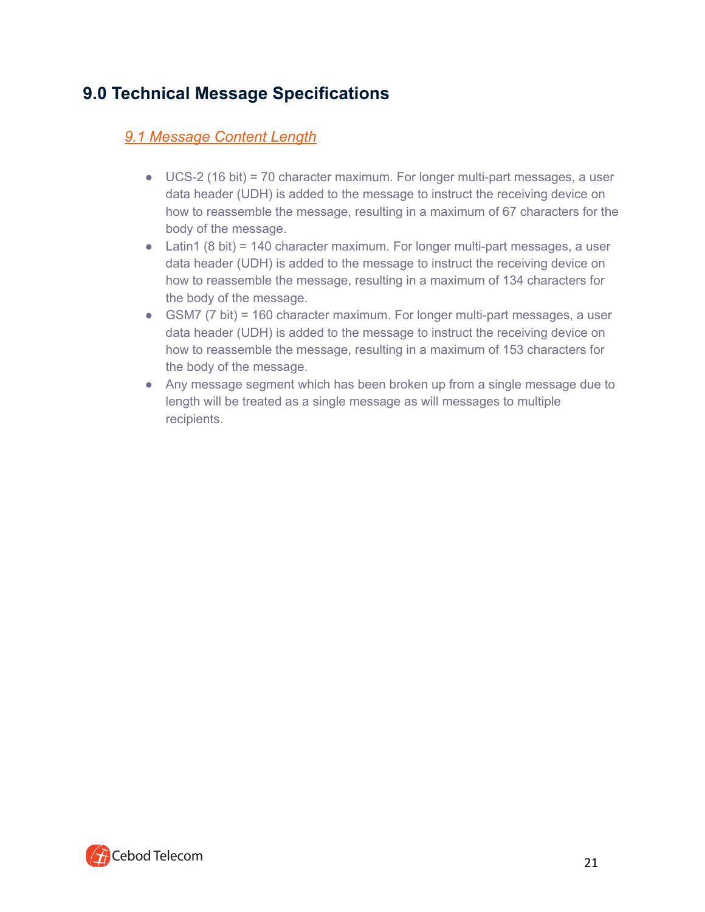## 9.0 Technical Message Specifications

### *9.1 Message Content Length*

- UCS-2 (16 bit) = 70 character maximum. For longer multi-part messages, a user data header (UDH) is added to the message to instruct the receiving device on how to reassemble the message, resulting in a maximum of 67 characters for the body of the message.
- Latin1 (8 bit) = 140 character maximum. For longer multi-part messages, a user data header (UDH) is added to the message to instruct the receiving device on how to reassemble the message, resulting in a maximum of 134 characters for the body of the message.
- GSM7 (7 bit) = 160 character maximum. For longer multi-part messages, a user data header (UDH) is added to the message to instruct the receiving device on how to reassemble the message, resulting in a maximum of 153 characters for the body of the message.
- Any message segment which has been broken up from a single message due to length will be treated as a single message as will messages to multiple recipients.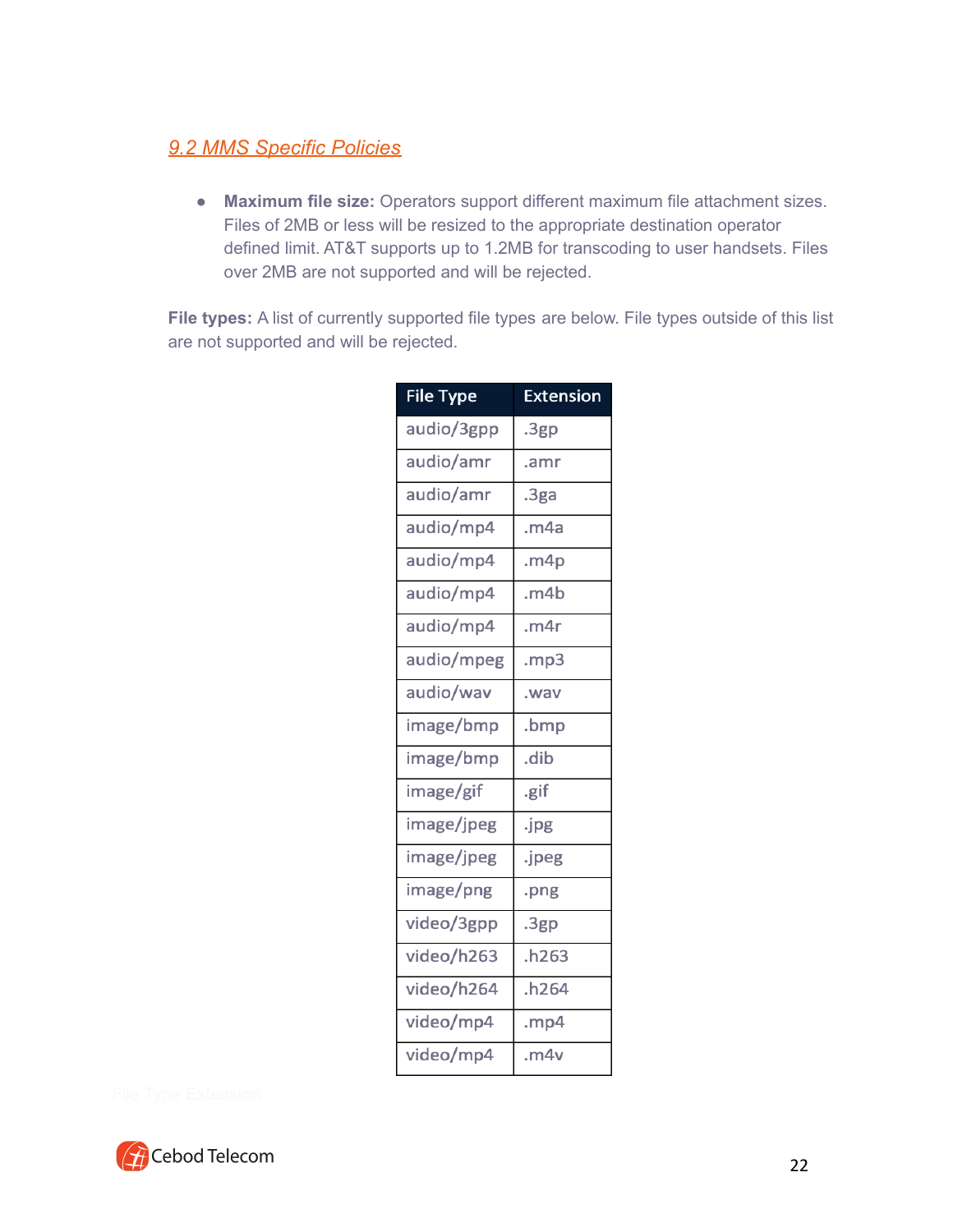## 9.2 MMS Specific Policies

- **Maximum file size:** Operators support different maximum file attachment sizes. Files of 2MB or less will be resized to the appropriate destination operator defined limit. AT&T supports up to 1.2MB for transcoding to user handsets. Files over 2MB are not supported and will be rejected.

**File types:** A list of currently supported file types are below. File types outside of this list are not supported and will be rejected.

| File Type | Extension |
| --- | --- |
| audio/3gpp | .3gp |
| audio/amr | .amr |
| audio/amr | .3ga |
| audio/mp4 | .m4a |
| audio/mp4 | .m4p |
| audio/mp4 | .m4b |
| audio/mp4 | .m4r |
| audio/mpeg | .mp3 |
| audio/wav | .wav |
| image/bmp | .bmp |
| image/bmp | .dib |
| image/gif | .gif |
| image/jpeg | .jpg |
| image/jpeg | .jpeg |
| image/png | .png |
| video/3gpp | .3gp |
| video/h263 | .h263 |
| video/h264 | .h264 |
| video/mp4 | .mp4 |
| video/mp4 | .m4v |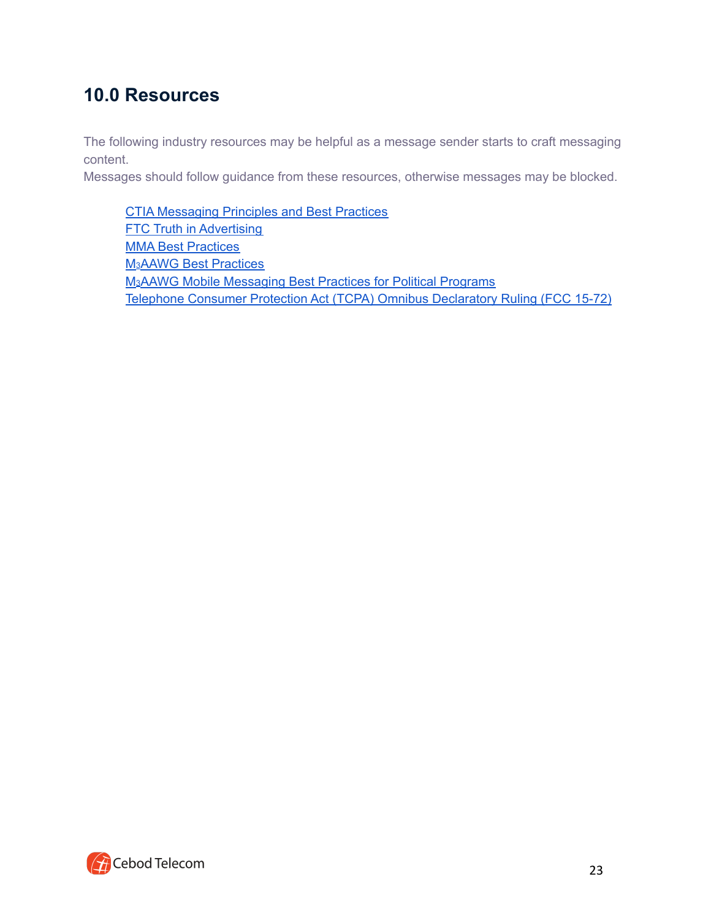## 10.0 Resources

The following industry resources may be helpful as a message sender starts to craft messaging content.
Messages should follow guidance from these resources, otherwise messages may be blocked.

- CTIA Messaging Principles and Best Practices
- FTC Truth in Advertising
- MMA Best Practices
- M3AAWG Best Practices
- M3AAWG Mobile Messaging Best Practices for Political Programs
- Telephone Consumer Protection Act (TCPA) Omnibus Declaratory Ruling (FCC 15-72)